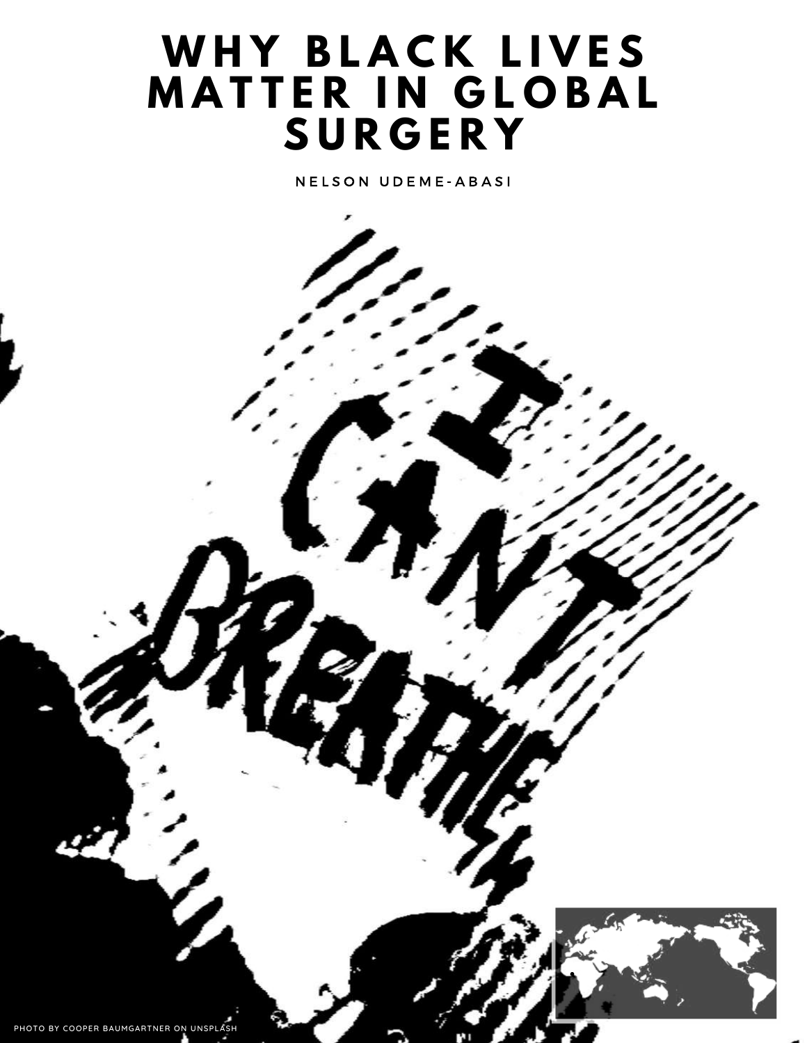# WHY BLACK LIVES MATTER IN GLOBAL SURGERY

NELSON UDEME-ABASI

PHOTO BY COOPER BAUMGARTNER ON UNSPLASH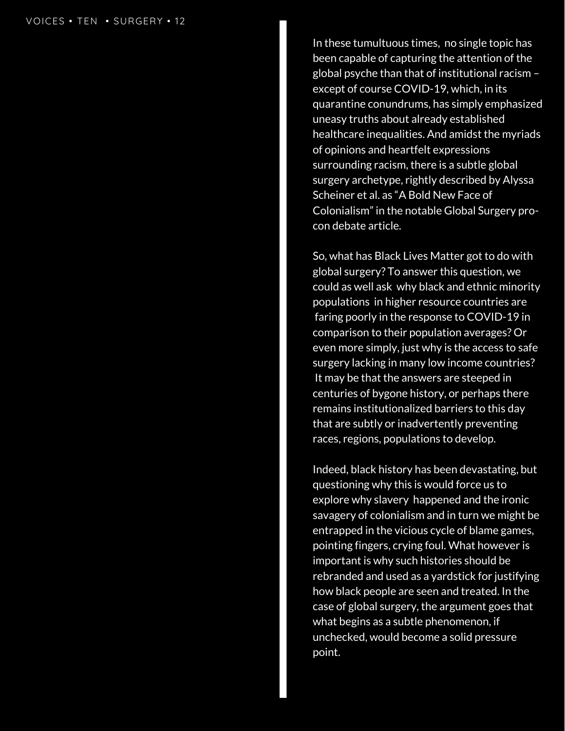In these tumultuous times,  no single topic has been capable of capturing the attention of the global psyche than that of institutional racism – except of course COVID-19, which, in its quarantine conundrums, has simply emphasized uneasy truths about already established healthcare inequalities. And amidst the myriads of opinions and heartfelt expressions surrounding racism, there is a subtle global surgery archetype, rightly described by Alyssa Scheiner et al. as "A Bold New Face of Colonialism" in the notable Global Surgery pro-con debate article.

So, what has Black Lives Matter got to do with global surgery? To answer this question, we could as well ask  why black and ethnic minority populations  in higher resource countries are  faring poorly in the response to COVID-19 in comparison to their population averages? Or even more simply, just why is the access to safe surgery lacking in many low income countries?  It may be that the answers are steeped in centuries of bygone history, or perhaps there remains institutionalized barriers to this day that are subtly or inadvertently preventing races, regions, populations to develop.

Indeed, black history has been devastating, but questioning why this is would force us to explore why slavery  happened and the ironic savagery of colonialism and in turn we might be entrapped in the vicious cycle of blame games, pointing fingers, crying foul. What however is important is why such histories should be rebranded and used as a yardstick for justifying how black people are seen and treated. In the case of global surgery, the argument goes that what begins as a subtle phenomenon, if unchecked, would become a solid pressure point.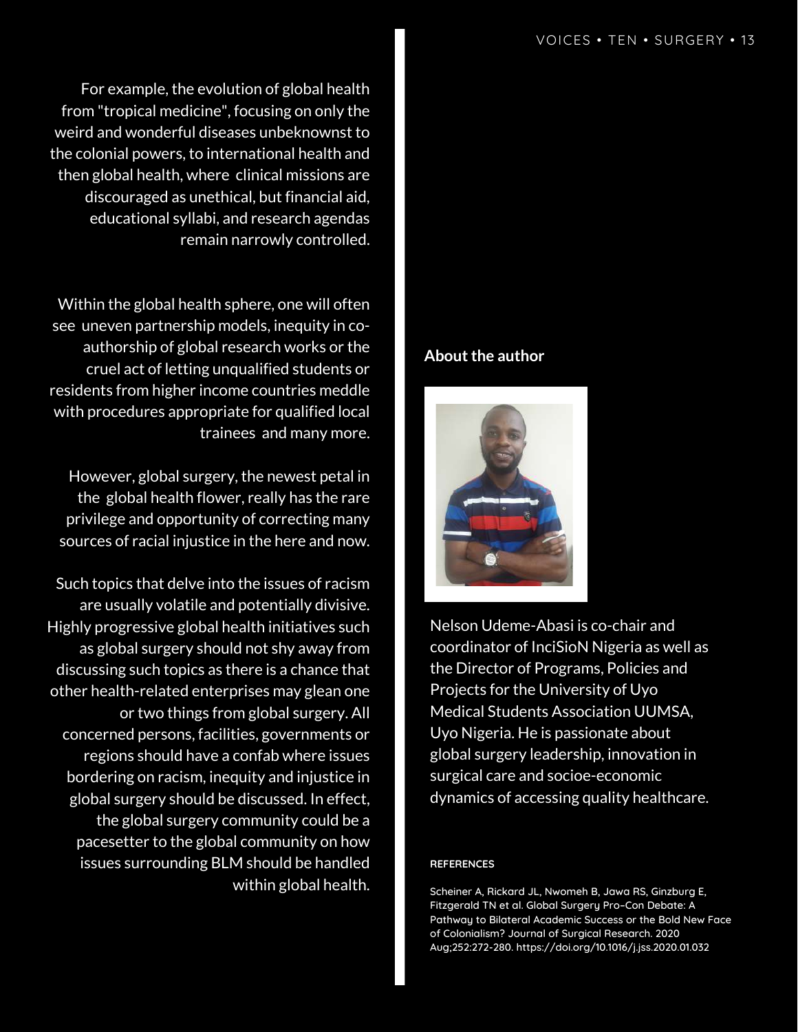For example, the evolution of global health from "tropical medicine", focusing on only the weird and wonderful diseases unbeknownst to the colonial powers, to international health and then global health, where clinical missions are discouraged as unethical, but financial aid, educational syllabi, and research agendas remain narrowly controlled.

Within the global health sphere, one will often see uneven partnership models, inequity in co-authorship of global research works or the cruel act of letting unqualified students or residents from higher income countries meddle with procedures appropriate for qualified local trainees and many more.

However, global surgery, the newest petal in the global health flower, really has the rare privilege and opportunity of correcting many sources of racial injustice in the here and now.

Such topics that delve into the issues of racism are usually volatile and potentially divisive. Highly progressive global health initiatives such as global surgery should not shy away from discussing such topics as there is a chance that other health-related enterprises may glean one or two things from global surgery. All concerned persons, facilities, governments or regions should have a confab where issues bordering on racism, inequity and injustice in global surgery should be discussed. In effect, the global surgery community could be a pacesetter to the global community on how issues surrounding BLM should be handled within global health.

**About the author**

Nelson Udeme-Abasi is co-chair and coordinator of InciSioN Nigeria as well as the Director of Programs, Policies and Projects for the University of Uyo Medical Students Association UUMSA, Uyo Nigeria. He is passionate about global surgery leadership, innovation in surgical care and socioe-economic dynamics of accessing quality healthcare.

**REFERENCES**

Scheiner A, Rickard JL, Nwomeh B, Jawa RS, Ginzburg E, Fitzgerald TN et al. Global Surgery Pro-Con Debate: A Pathway to Bilateral Academic Success or the Bold New Face of Colonialism? Journal of Surgical Research. 2020 Aug;252:272-280. https://doi.org/10.1016/j.jss.2020.01.032